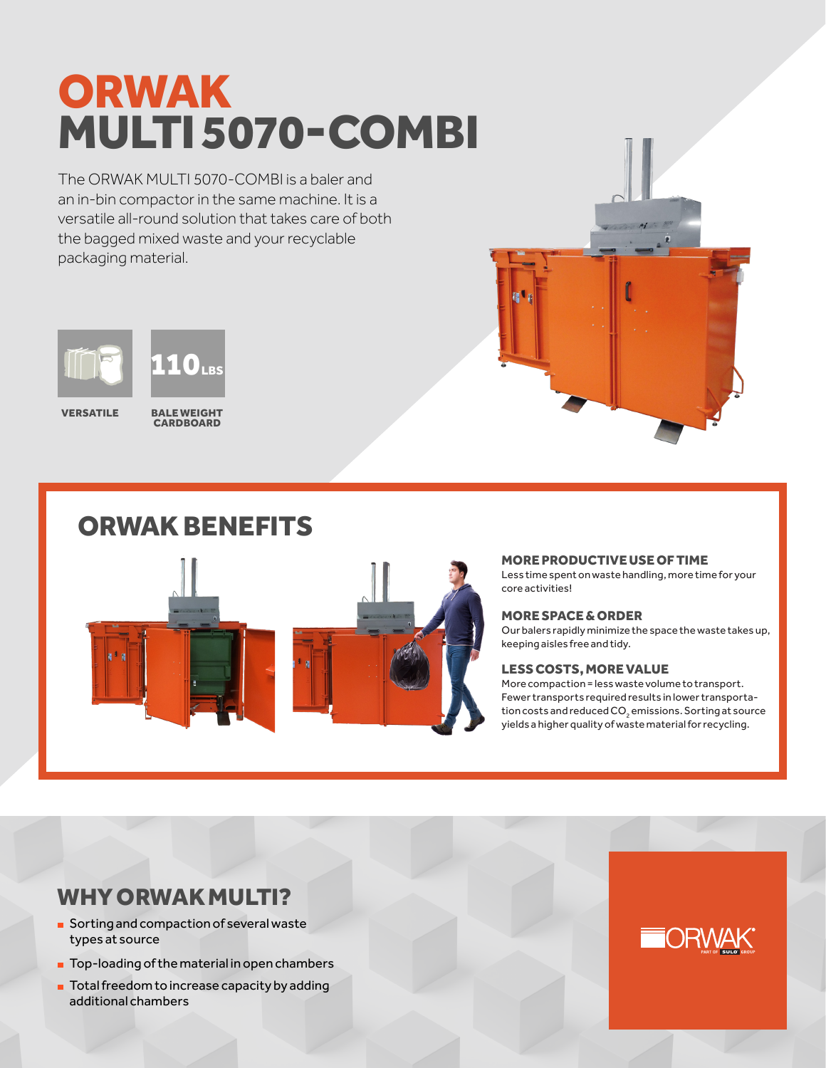# ORWAK MULTI 5070-COMBI

The ORWAK MULTI 5070-COMBI is a baler and an in-bin compactor in the same machine. It is a versatile all-round solution that takes care of both the bagged mixed waste and your recyclable packaging material.

**VERSATILE**

**110 LBS**
**BALE WEIGHT CARDBOARD**

## ORWAK BENEFITS

### MORE PRODUCTIVE USE OF TIME

Less time spent on waste handling, more time for your core activities!

### MORE SPACE & ORDER

Our balers rapidly minimize the space the waste takes up, keeping aisles free and tidy.

### LESS COSTS, MORE VALUE

More compaction = less waste volume to transport. Fewer transports required results in lower transportation costs and reduced $CO_2$ emissions. Sorting at source yields a higher quality of waste material for recycling.

## WHY ORWAK MULTI?

- Sorting and compaction of several waste types at source
- Top-loading of the material in open chambers
- Total freedom to increase capacity by adding additional chambers

ORWAK PART OF SULO GROUP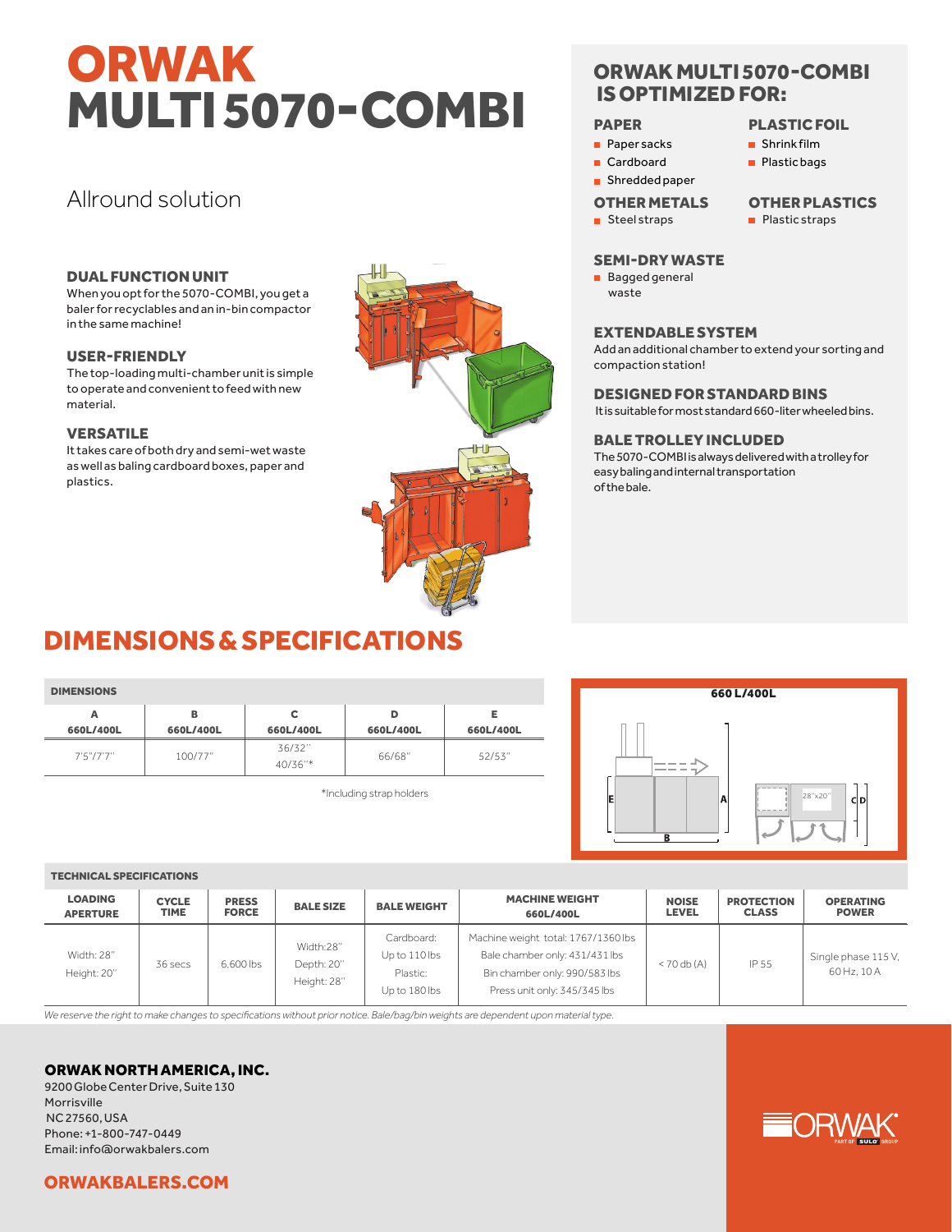# ORWAK MULTI 5070-COMBI

## Allround solution

### DUAL FUNCTION UNIT

When you opt for the 5070-COMBI, you get a baler for recyclables and an in-bin compactor in the same machine!

### USER-FRIENDLY

The top-loading multi-chamber unit is simple to operate and convenient to feed with new material.

### VERSATILE

It takes care of both dry and semi-wet waste as well as baling cardboard boxes, paper and plastics.

## ORWAK MULTI 5070-COMBI IS OPTIMIZED FOR:

### PAPER

- Paper sacks
- Cardboard
- Shredded paper

### PLASTIC FOIL

- Shrink film
- Plastic bags

### OTHER METALS

- Steel straps

### OTHER PLASTICS

- Plastic straps

### SEMI-DRY WASTE

- Bagged general waste

### EXTENDABLE SYSTEM

Add an additional chamber to extend your sorting and compaction station!

### DESIGNED FOR STANDARD BINS

It is suitable for most standard 660-liter wheeled bins.

### BALE TROLLEY INCLUDED

The 5070-COMBI is always delivered with a trolley for easy baling and internal transportation of the bale.

## DIMENSIONS & SPECIFICATIONS

**DIMENSIONS**

| A 660L/400L | B 660L/400L | C 660L/400L | D 660L/400L | E 660L/400L |
|---|---|---|---|---|
| 7'5"/7'7" | 100/77" | 36/32" 40/36"* | 66/68" | 52/53" |

*Including strap holders

660 L/400L

E

A

B

28"x20"

C D

**TECHNICAL SPECIFICATIONS**

| LOADING APERTURE | CYCLE TIME | PRESS FORCE | BALE SIZE | BALE WEIGHT | MACHINE WEIGHT 660L/400L | NOISE LEVEL | PROTECTION CLASS | OPERATING POWER |
|---|---|---|---|---|---|---|---|---|
| Width: 28" Height: 20" | 36 secs | 6,600 lbs | Width: 28" Depth: 20" Height: 28" | Cardboard: Up to 110 lbs Plastic: Up to 180 lbs | Machine weight total: 1767/1360 lbs Bale chamber only: 431/431 lbs Bin chamber only: 990/583 lbs Press unit only: 345/345 lbs | < 70 db (A) | IP 55 | Single phase 115 V, 60 Hz, 10 A |

*We reserve the right to make changes to specifications without prior notice. Bale/bag/bin weights are dependent upon material type.*

**ORWAK NORTH AMERICA, INC.**
9200 Globe Center Drive, Suite 130
Morrisville
NC 27560, USA
Phone: +1-800-747-0449
Email: info@orwakbalers.com

**ORWAKBALERS.COM**

ORWAK PART OF SULO GROUP